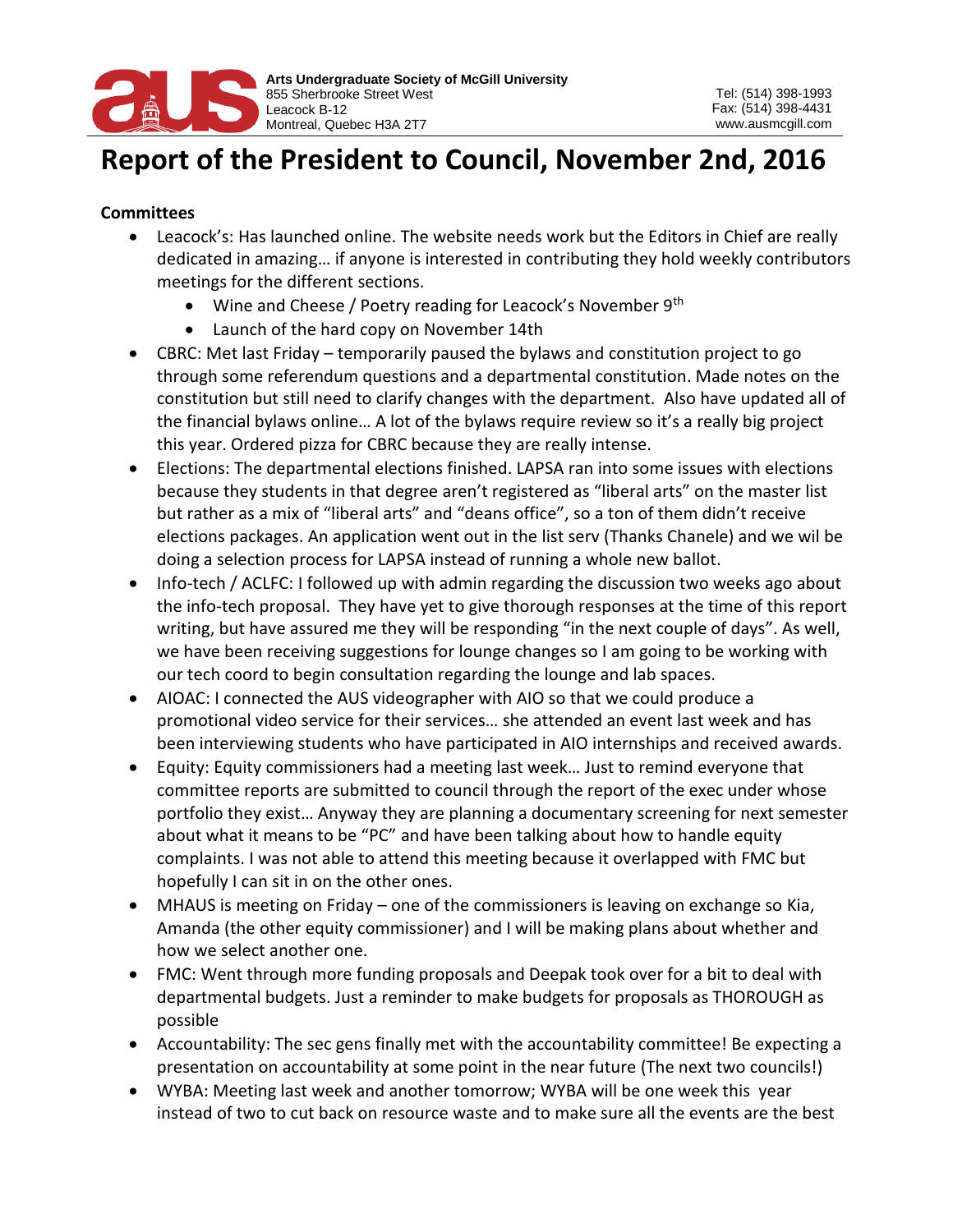# Report of the President to Council, November 2nd, 2016

**Committees**

- Leacock's: Has launched online. The website needs work but the Editors in Chief are really dedicated in amazing… if anyone is interested in contributing they hold weekly contributors meetings for the different sections.
  - Wine and Cheese / Poetry reading for Leacock's November 9th
  - Launch of the hard copy on November 14th
- CBRC: Met last Friday – temporarily paused the bylaws and constitution project to go through some referendum questions and a departmental constitution. Made notes on the constitution but still need to clarify changes with the department. Also have updated all of the financial bylaws online… A lot of the bylaws require review so it's a really big project this year. Ordered pizza for CBRC because they are really intense.
- Elections: The departmental elections finished. LAPSA ran into some issues with elections because they students in that degree aren't registered as "liberal arts" on the master list but rather as a mix of "liberal arts" and "deans office", so a ton of them didn't receive elections packages. An application went out in the list serv (Thanks Chanele) and we wil be doing a selection process for LAPSA instead of running a whole new ballot.
- Info-tech / ACLFC: I followed up with admin regarding the discussion two weeks ago about the info-tech proposal. They have yet to give thorough responses at the time of this report writing, but have assured me they will be responding "in the next couple of days". As well, we have been receiving suggestions for lounge changes so I am going to be working with our tech coord to begin consultation regarding the lounge and lab spaces.
- AIOAC: I connected the AUS videographer with AIO so that we could produce a promotional video service for their services… she attended an event last week and has been interviewing students who have participated in AIO internships and received awards.
- Equity: Equity commissioners had a meeting last week… Just to remind everyone that committee reports are submitted to council through the report of the exec under whose portfolio they exist… Anyway they are planning a documentary screening for next semester about what it means to be "PC" and have been talking about how to handle equity complaints. I was not able to attend this meeting because it overlapped with FMC but hopefully I can sit in on the other ones.
- MHAUS is meeting on Friday – one of the commissioners is leaving on exchange so Kia, Amanda (the other equity commissioner) and I will be making plans about whether and how we select another one.
- FMC: Went through more funding proposals and Deepak took over for a bit to deal with departmental budgets. Just a reminder to make budgets for proposals as THOROUGH as possible
- Accountability: The sec gens finally met with the accountability committee! Be expecting a presentation on accountability at some point in the near future (The next two councils!)
- WYBA: Meeting last week and another tomorrow; WYBA will be one week this year instead of two to cut back on resource waste and to make sure all the events are the best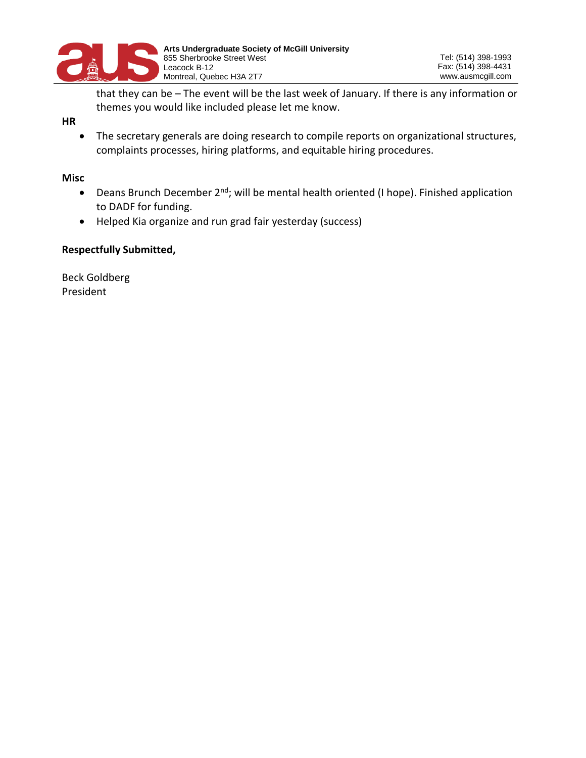that they can be – The event will be the last week of January. If there is any information or themes you would like included please let me know.

**HR**

- The secretary generals are doing research to compile reports on organizational structures, complaints processes, hiring platforms, and equitable hiring procedures.

**Misc**

- Deans Brunch December 2nd; will be mental health oriented (I hope). Finished application to DADF for funding.
- Helped Kia organize and run grad fair yesterday (success)

**Respectfully Submitted,**

Beck Goldberg
President